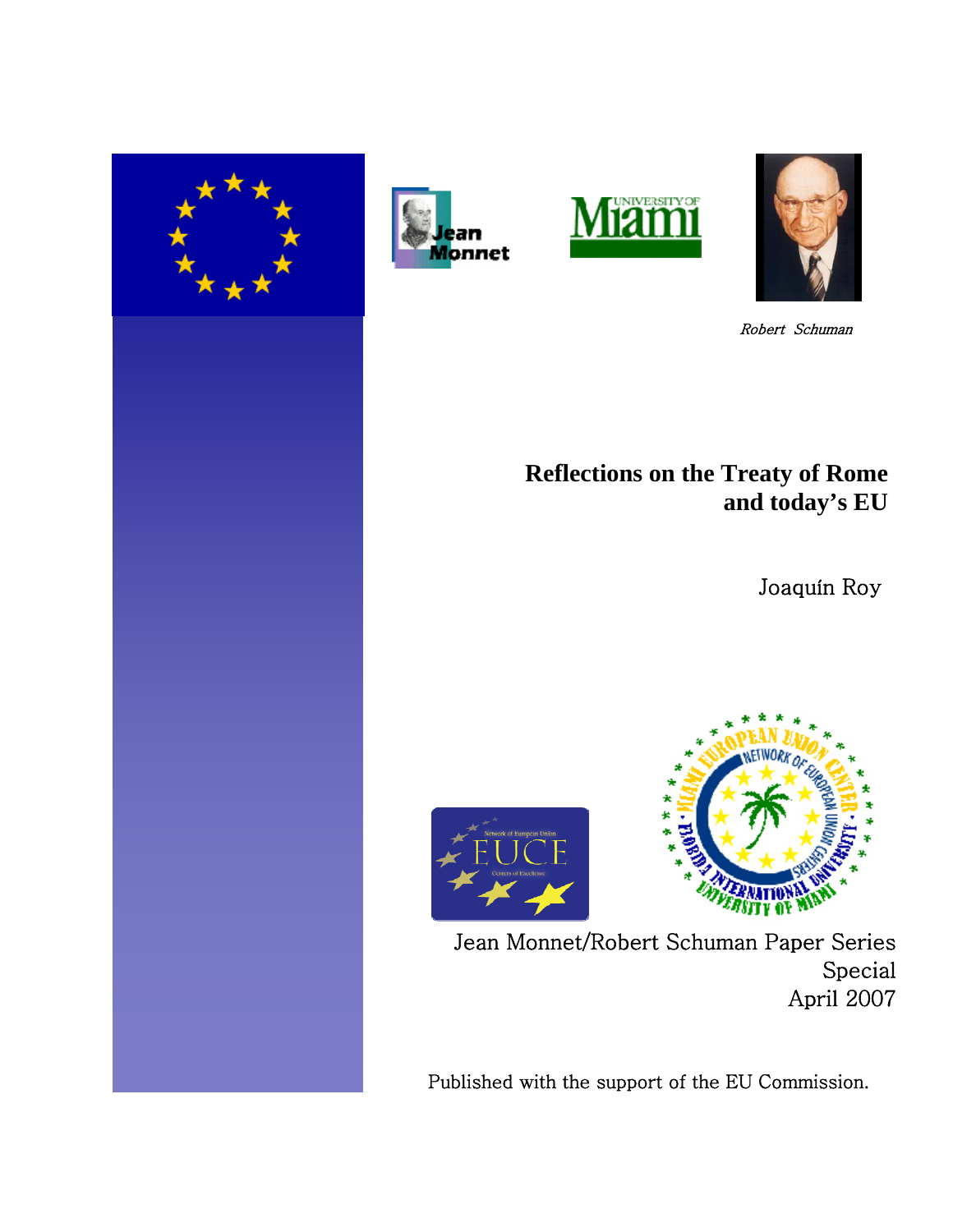Robert Schuman

# Reflections on the Treaty of Rome and today's EU

Joaquín Roy

Jean Monnet/Robert Schuman Paper Series
Special
April 2007

Published with the support of the EU Commission.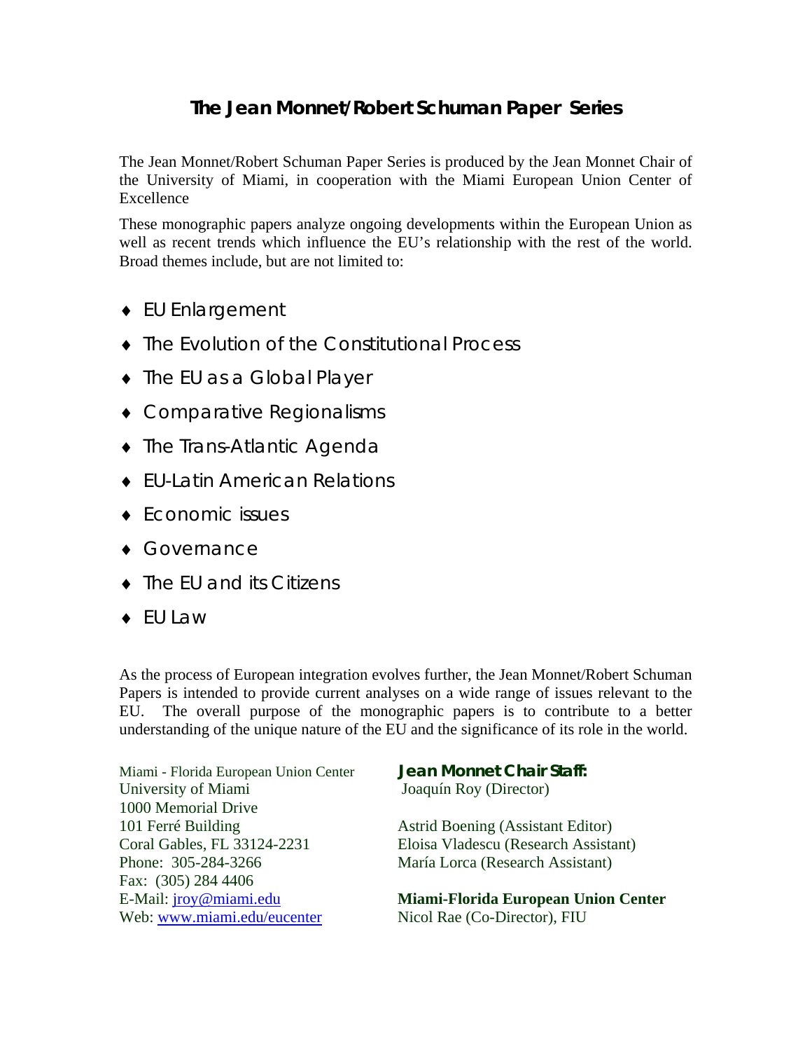# The Jean Monnet/Robert Schuman Paper Series

The Jean Monnet/Robert Schuman Paper Series is produced by the Jean Monnet Chair of the University of Miami, in cooperation with the Miami European Union Center of Excellence

These monographic papers analyze ongoing developments within the European Union as well as recent trends which influence the EU's relationship with the rest of the world. Broad themes include, but are not limited to:

- EU Enlargement
- The Evolution of the Constitutional Process
- The EU as a Global Player
- Comparative Regionalisms
- The Trans-Atlantic Agenda
- EU-Latin American Relations
- Economic issues
- Governance
- The EU and its Citizens
- EU Law

As the process of European integration evolves further, the Jean Monnet/Robert Schuman Papers is intended to provide current analyses on a wide range of issues relevant to the EU. The overall purpose of the monographic papers is to contribute to a better understanding of the unique nature of the EU and the significance of its role in the world.

Miami - Florida European Union Center
University of Miami
1000 Memorial Drive
101 Ferré Building
Coral Gables, FL 33124-2231
Phone: 305-284-3266
Fax: (305) 284 4406
E-Mail: jroy@miami.edu
Web: www.miami.edu/eucenter

**Jean Monnet Chair Staff:**
Joaquín Roy (Director)

Astrid Boening (Assistant Editor)
Eloisa Vladescu (Research Assistant)
María Lorca (Research Assistant)

**Miami-Florida European Union Center**
Nicol Rae (Co-Director), FIU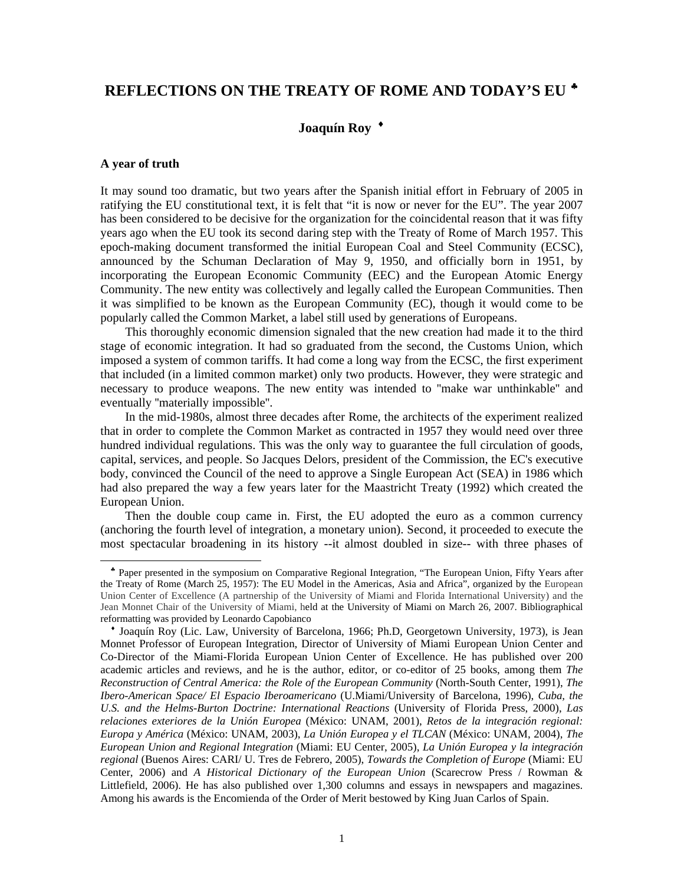# REFLECTIONS ON THE TREATY OF ROME AND TODAY'S EU [♣]

**Joaquín Roy** [♦]

### A year of truth

It may sound too dramatic, but two years after the Spanish initial effort in February of 2005 in ratifying the EU constitutional text, it is felt that "it is now or never for the EU". The year 2007 has been considered to be decisive for the organization for the coincidental reason that it was fifty years ago when the EU took its second daring step with the Treaty of Rome of March 1957. This epoch-making document transformed the initial European Coal and Steel Community (ECSC), announced by the Schuman Declaration of May 9, 1950, and officially born in 1951, by incorporating the European Economic Community (EEC) and the European Atomic Energy Community. The new entity was collectively and legally called the European Communities. Then it was simplified to be known as the European Community (EC), though it would come to be popularly called the Common Market, a label still used by generations of Europeans.

This thoroughly economic dimension signaled that the new creation had made it to the third stage of economic integration. It had so graduated from the second, the Customs Union, which imposed a system of common tariffs. It had come a long way from the ECSC, the first experiment that included (in a limited common market) only two products. However, they were strategic and necessary to produce weapons. The new entity was intended to "make war unthinkable" and eventually "materially impossible".

In the mid-1980s, almost three decades after Rome, the architects of the experiment realized that in order to complete the Common Market as contracted in 1957 they would need over three hundred individual regulations. This was the only way to guarantee the full circulation of goods, capital, services, and people. So Jacques Delors, president of the Commission, the EC's executive body, convinced the Council of the need to approve a Single European Act (SEA) in 1986 which had also prepared the way a few years later for the Maastricht Treaty (1992) which created the European Union.

Then the double coup came in. First, the EU adopted the euro as a common currency (anchoring the fourth level of integration, a monetary union). Second, it proceeded to execute the most spectacular broadening in its history --it almost doubled in size-- with three phases of

---

[♣] Paper presented in the symposium on Comparative Regional Integration, "The European Union, Fifty Years after the Treaty of Rome (March 25, 1957): The EU Model in the Americas, Asia and Africa", organized by the European Union Center of Excellence (A partnership of the University of Miami and Florida International University) and the Jean Monnet Chair of the University of Miami, held at the University of Miami on March 26, 2007. Bibliographical reformatting was provided by Leonardo Capobianco

[♦] Joaquín Roy (Lic. Law, University of Barcelona, 1966; Ph.D, Georgetown University, 1973), is Jean Monnet Professor of European Integration, Director of University of Miami European Union Center and Co-Director of the Miami-Florida European Union Center of Excellence. He has published over 200 academic articles and reviews, and he is the author, editor, or co-editor of 25 books, among them *The Reconstruction of Central America: the Role of the European Community* (North-South Center, 1991), *The Ibero-American Space/ El Espacio Iberoamericano* (U.Miami/University of Barcelona, 1996), *Cuba, the U.S. and the Helms-Burton Doctrine: International Reactions* (University of Florida Press, 2000), *Las relaciones exteriores de la Unión Europea* (México: UNAM, 2001), *Retos de la integración regional: Europa y América* (México: UNAM, 2003), *La Unión Europea y el TLCAN* (México: UNAM, 2004), *The European Union and Regional Integration* (Miami: EU Center, 2005), *La Unión Europea y la integración regional* (Buenos Aires: CARI/ U. Tres de Febrero, 2005), *Towards the Completion of Europe* (Miami: EU Center, 2006) and *A Historical Dictionary of the European Union* (Scarecrow Press / Rowman & Littlefield, 2006). He has also published over 1,300 columns and essays in newspapers and magazines. Among his awards is the Encomienda of the Order of Merit bestowed by King Juan Carlos of Spain.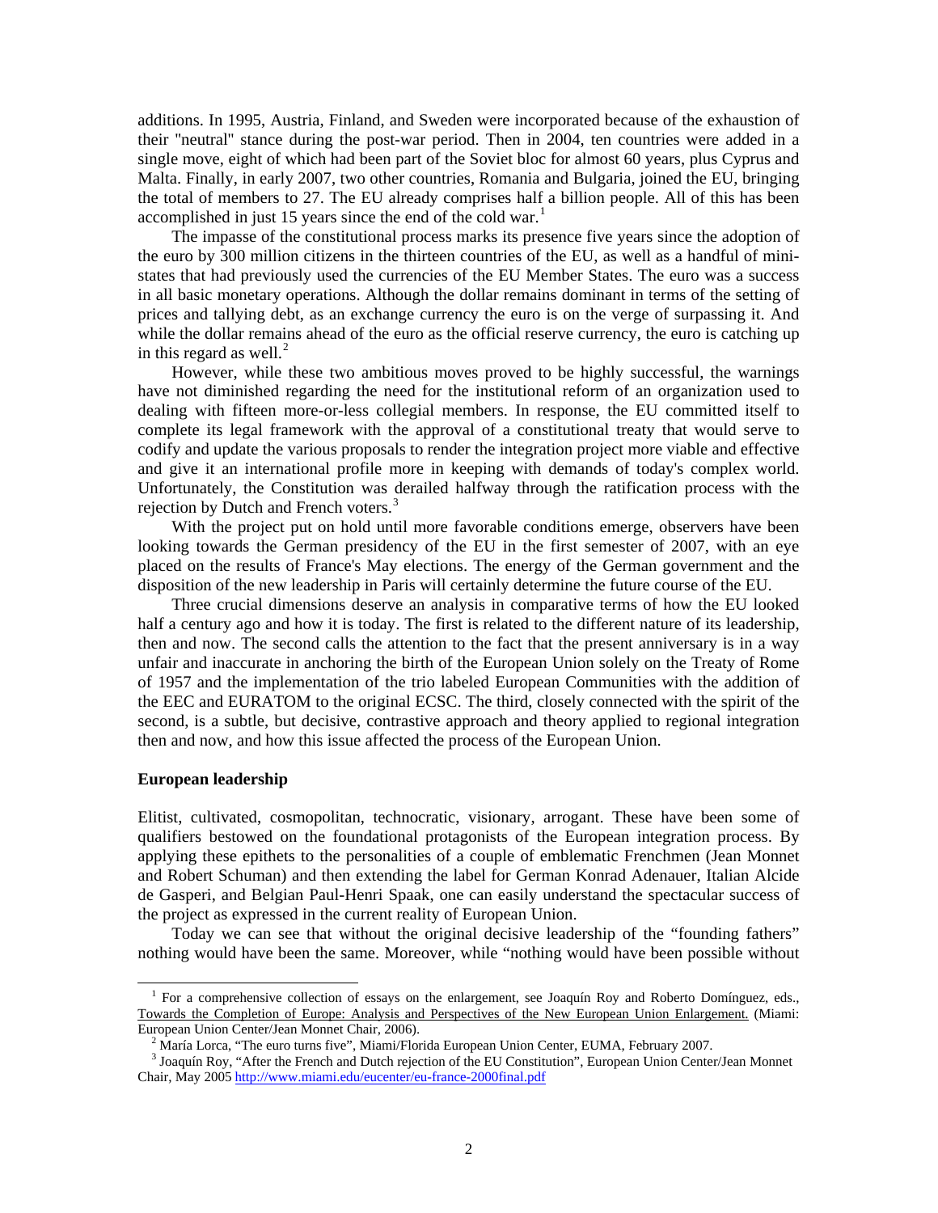additions. In 1995, Austria, Finland, and Sweden were incorporated because of the exhaustion of their "neutral" stance during the post-war period. Then in 2004, ten countries were added in a single move, eight of which had been part of the Soviet bloc for almost 60 years, plus Cyprus and Malta. Finally, in early 2007, two other countries, Romania and Bulgaria, joined the EU, bringing the total of members to 27. The EU already comprises half a billion people. All of this has been accomplished in just 15 years since the end of the cold war.[1]

The impasse of the constitutional process marks its presence five years since the adoption of the euro by 300 million citizens in the thirteen countries of the EU, as well as a handful of mini-states that had previously used the currencies of the EU Member States. The euro was a success in all basic monetary operations. Although the dollar remains dominant in terms of the setting of prices and tallying debt, as an exchange currency the euro is on the verge of surpassing it. And while the dollar remains ahead of the euro as the official reserve currency, the euro is catching up in this regard as well.[2]

However, while these two ambitious moves proved to be highly successful, the warnings have not diminished regarding the need for the institutional reform of an organization used to dealing with fifteen more-or-less collegial members. In response, the EU committed itself to complete its legal framework with the approval of a constitutional treaty that would serve to codify and update the various proposals to render the integration project more viable and effective and give it an international profile more in keeping with demands of today's complex world. Unfortunately, the Constitution was derailed halfway through the ratification process with the rejection by Dutch and French voters.[3]

With the project put on hold until more favorable conditions emerge, observers have been looking towards the German presidency of the EU in the first semester of 2007, with an eye placed on the results of France's May elections. The energy of the German government and the disposition of the new leadership in Paris will certainly determine the future course of the EU.

Three crucial dimensions deserve an analysis in comparative terms of how the EU looked half a century ago and how it is today. The first is related to the different nature of its leadership, then and now. The second calls the attention to the fact that the present anniversary is in a way unfair and inaccurate in anchoring the birth of the European Union solely on the Treaty of Rome of 1957 and the implementation of the trio labeled European Communities with the addition of the EEC and EURATOM to the original ECSC. The third, closely connected with the spirit of the second, is a subtle, but decisive, contrastive approach and theory applied to regional integration then and now, and how this issue affected the process of the European Union.

**European leadership**

Elitist, cultivated, cosmopolitan, technocratic, visionary, arrogant. These have been some of qualifiers bestowed on the foundational protagonists of the European integration process. By applying these epithets to the personalities of a couple of emblematic Frenchmen (Jean Monnet and Robert Schuman) and then extending the label for German Konrad Adenauer, Italian Alcide de Gasperi, and Belgian Paul-Henri Spaak, one can easily understand the spectacular success of the project as expressed in the current reality of European Union.

Today we can see that without the original decisive leadership of the "founding fathers" nothing would have been the same. Moreover, while "nothing would have been possible without

---

[1] For a comprehensive collection of essays on the enlargement, see Joaquín Roy and Roberto Domínguez, eds., Towards the Completion of Europe: Analysis and Perspectives of the New European Union Enlargement. (Miami: European Union Center/Jean Monnet Chair, 2006).

[2] María Lorca, "The euro turns five", Miami/Florida European Union Center, EUMA, February 2007.

[3] Joaquín Roy, "After the French and Dutch rejection of the EU Constitution", European Union Center/Jean Monnet Chair, May 2005 http://www.miami.edu/eucenter/eu-france-2000final.pdf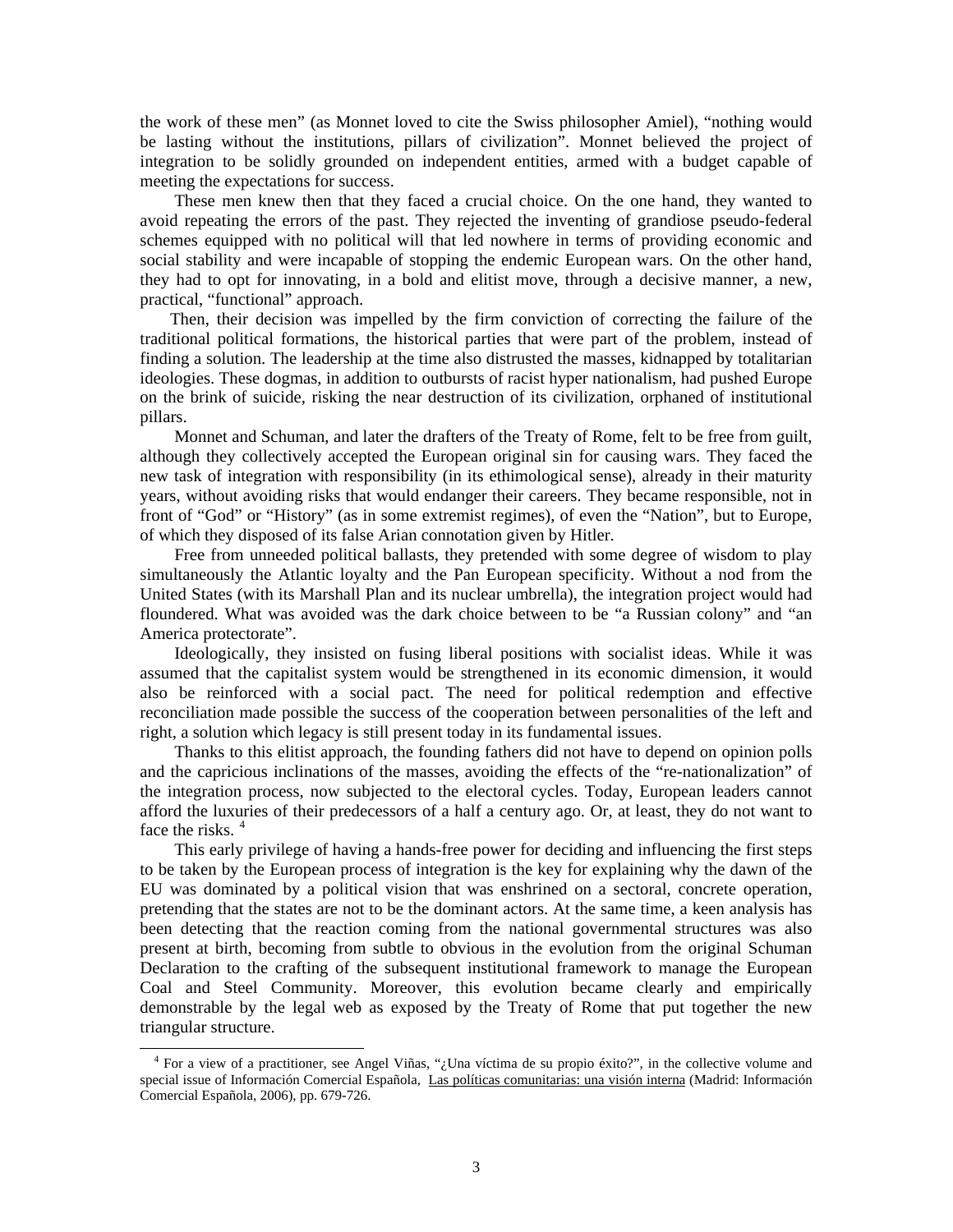the work of these men" (as Monnet loved to cite the Swiss philosopher Amiel), "nothing would be lasting without the institutions, pillars of civilization". Monnet believed the project of integration to be solidly grounded on independent entities, armed with a budget capable of meeting the expectations for success.

These men knew then that they faced a crucial choice. On the one hand, they wanted to avoid repeating the errors of the past. They rejected the inventing of grandiose pseudo-federal schemes equipped with no political will that led nowhere in terms of providing economic and social stability and were incapable of stopping the endemic European wars. On the other hand, they had to opt for innovating, in a bold and elitist move, through a decisive manner, a new, practical, "functional" approach.

Then, their decision was impelled by the firm conviction of correcting the failure of the traditional political formations, the historical parties that were part of the problem, instead of finding a solution. The leadership at the time also distrusted the masses, kidnapped by totalitarian ideologies. These dogmas, in addition to outbursts of racist hyper nationalism, had pushed Europe on the brink of suicide, risking the near destruction of its civilization, orphaned of institutional pillars.

Monnet and Schuman, and later the drafters of the Treaty of Rome, felt to be free from guilt, although they collectively accepted the European original sin for causing wars. They faced the new task of integration with responsibility (in its ethimological sense), already in their maturity years, without avoiding risks that would endanger their careers. They became responsible, not in front of "God" or "History" (as in some extremist regimes), of even the "Nation", but to Europe, of which they disposed of its false Arian connotation given by Hitler.

Free from unneeded political ballasts, they pretended with some degree of wisdom to play simultaneously the Atlantic loyalty and the Pan European specificity. Without a nod from the United States (with its Marshall Plan and its nuclear umbrella), the integration project would had floundered. What was avoided was the dark choice between to be "a Russian colony" and "an America protectorate".

Ideologically, they insisted on fusing liberal positions with socialist ideas. While it was assumed that the capitalist system would be strengthened in its economic dimension, it would also be reinforced with a social pact. The need for political redemption and effective reconciliation made possible the success of the cooperation between personalities of the left and right, a solution which legacy is still present today in its fundamental issues.

Thanks to this elitist approach, the founding fathers did not have to depend on opinion polls and the capricious inclinations of the masses, avoiding the effects of the "re-nationalization" of the integration process, now subjected to the electoral cycles. Today, European leaders cannot afford the luxuries of their predecessors of a half a century ago. Or, at least, they do not want to face the risks. [4]

This early privilege of having a hands-free power for deciding and influencing the first steps to be taken by the European process of integration is the key for explaining why the dawn of the EU was dominated by a political vision that was enshrined on a sectoral, concrete operation, pretending that the states are not to be the dominant actors. At the same time, a keen analysis has been detecting that the reaction coming from the national governmental structures was also present at birth, becoming from subtle to obvious in the evolution from the original Schuman Declaration to the crafting of the subsequent institutional framework to manage the European Coal and Steel Community. Moreover, this evolution became clearly and empirically demonstrable by the legal web as exposed by the Treaty of Rome that put together the new triangular structure.

---

[4] For a view of a practitioner, see Angel Viñas, "¿Una víctima de su propio éxito?", in the collective volume and special issue of Información Comercial Española, Las políticas comunitarias: una visión interna (Madrid: Información Comercial Española, 2006), pp. 679-726.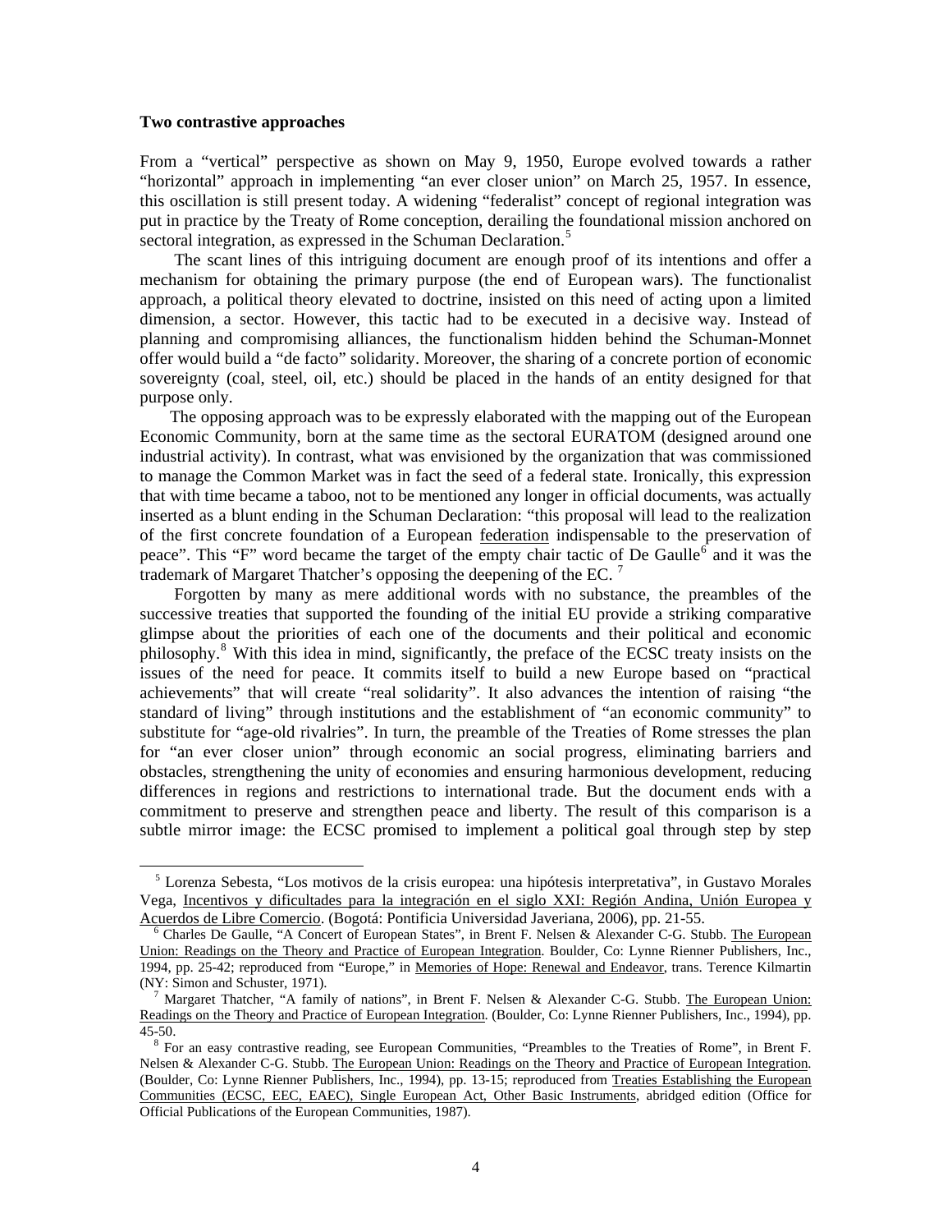**Two contrastive approaches**

From a "vertical" perspective as shown on May 9, 1950, Europe evolved towards a rather "horizontal" approach in implementing "an ever closer union" on March 25, 1957. In essence, this oscillation is still present today. A widening "federalist" concept of regional integration was put in practice by the Treaty of Rome conception, derailing the foundational mission anchored on sectoral integration, as expressed in the Schuman Declaration.[5]

The scant lines of this intriguing document are enough proof of its intentions and offer a mechanism for obtaining the primary purpose (the end of European wars). The functionalist approach, a political theory elevated to doctrine, insisted on this need of acting upon a limited dimension, a sector. However, this tactic had to be executed in a decisive way. Instead of planning and compromising alliances, the functionalism hidden behind the Schuman-Monnet offer would build a "de facto" solidarity. Moreover, the sharing of a concrete portion of economic sovereignty (coal, steel, oil, etc.) should be placed in the hands of an entity designed for that purpose only.

The opposing approach was to be expressly elaborated with the mapping out of the European Economic Community, born at the same time as the sectoral EURATOM (designed around one industrial activity). In contrast, what was envisioned by the organization that was commissioned to manage the Common Market was in fact the seed of a federal state. Ironically, this expression that with time became a taboo, not to be mentioned any longer in official documents, was actually inserted as a blunt ending in the Schuman Declaration: "this proposal will lead to the realization of the first concrete foundation of a European federation indispensable to the preservation of peace". This "F" word became the target of the empty chair tactic of De Gaulle[6] and it was the trademark of Margaret Thatcher's opposing the deepening of the EC.[7]

Forgotten by many as mere additional words with no substance, the preambles of the successive treaties that supported the founding of the initial EU provide a striking comparative glimpse about the priorities of each one of the documents and their political and economic philosophy.[8] With this idea in mind, significantly, the preface of the ECSC treaty insists on the issues of the need for peace. It commits itself to build a new Europe based on "practical achievements" that will create "real solidarity". It also advances the intention of raising "the standard of living" through institutions and the establishment of "an economic community" to substitute for "age-old rivalries". In turn, the preamble of the Treaties of Rome stresses the plan for "an ever closer union" through economic an social progress, eliminating barriers and obstacles, strengthening the unity of economies and ensuring harmonious development, reducing differences in regions and restrictions to international trade. But the document ends with a commitment to preserve and strengthen peace and liberty. The result of this comparison is a subtle mirror image: the ECSC promised to implement a political goal through step by step

---

[5] Lorenza Sebesta, "Los motivos de la crisis europea: una hipótesis interpretativa", in Gustavo Morales Vega, Incentivos y dificultades para la integración en el siglo XXI: Región Andina, Unión Europea y Acuerdos de Libre Comercio. (Bogotá: Pontificia Universidad Javeriana, 2006), pp. 21-55.

[6] Charles De Gaulle, "A Concert of European States", in Brent F. Nelsen & Alexander C-G. Stubb. The European Union: Readings on the Theory and Practice of European Integration. Boulder, Co: Lynne Rienner Publishers, Inc., 1994, pp. 25-42; reproduced from "Europe," in Memories of Hope: Renewal and Endeavor, trans. Terence Kilmartin (NY: Simon and Schuster, 1971).

[7] Margaret Thatcher, "A family of nations", in Brent F. Nelsen & Alexander C-G. Stubb. The European Union: Readings on the Theory and Practice of European Integration. (Boulder, Co: Lynne Rienner Publishers, Inc., 1994), pp. 45-50.

[8] For an easy contrastive reading, see European Communities, "Preambles to the Treaties of Rome", in Brent F. Nelsen & Alexander C-G. Stubb. The European Union: Readings on the Theory and Practice of European Integration. (Boulder, Co: Lynne Rienner Publishers, Inc., 1994), pp. 13-15; reproduced from Treaties Establishing the European Communities (ECSC, EEC, EAEC), Single European Act, Other Basic Instruments, abridged edition (Office for Official Publications of the European Communities, 1987).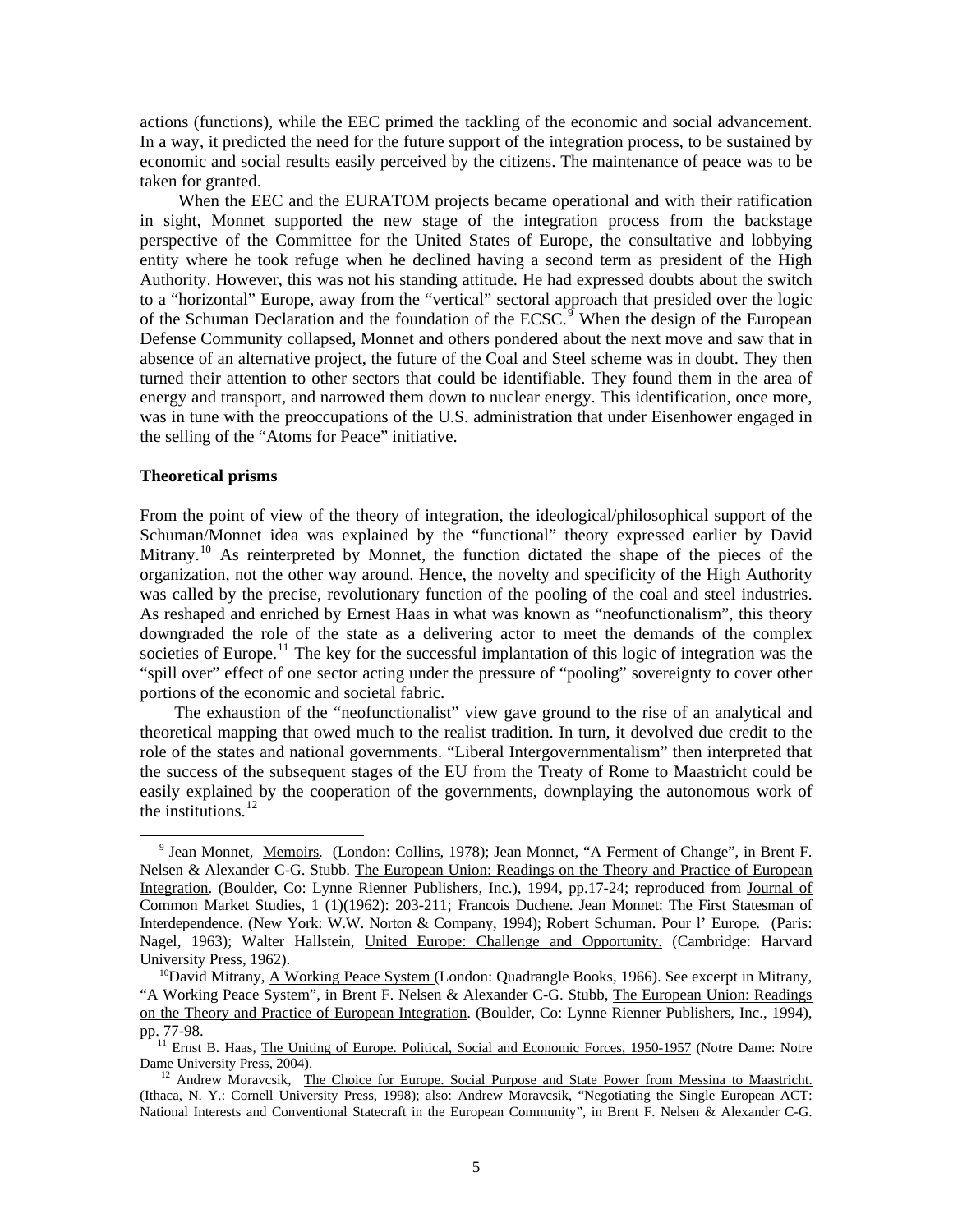actions (functions), while the EEC primed the tackling of the economic and social advancement. In a way, it predicted the need for the future support of the integration process, to be sustained by economic and social results easily perceived by the citizens. The maintenance of peace was to be taken for granted.

When the EEC and the EURATOM projects became operational and with their ratification in sight, Monnet supported the new stage of the integration process from the backstage perspective of the Committee for the United States of Europe, the consultative and lobbying entity where he took refuge when he declined having a second term as president of the High Authority. However, this was not his standing attitude. He had expressed doubts about the switch to a "horizontal" Europe, away from the "vertical" sectoral approach that presided over the logic of the Schuman Declaration and the foundation of the ECSC.[9] When the design of the European Defense Community collapsed, Monnet and others pondered about the next move and saw that in absence of an alternative project, the future of the Coal and Steel scheme was in doubt. They then turned their attention to other sectors that could be identifiable. They found them in the area of energy and transport, and narrowed them down to nuclear energy. This identification, once more, was in tune with the preoccupations of the U.S. administration that under Eisenhower engaged in the selling of the "Atoms for Peace" initiative.

**Theoretical prisms**

From the point of view of the theory of integration, the ideological/philosophical support of the Schuman/Monnet idea was explained by the "functional" theory expressed earlier by David Mitrany.[10] As reinterpreted by Monnet, the function dictated the shape of the pieces of the organization, not the other way around. Hence, the novelty and specificity of the High Authority was called by the precise, revolutionary function of the pooling of the coal and steel industries. As reshaped and enriched by Ernest Haas in what was known as "neofunctionalism", this theory downgraded the role of the state as a delivering actor to meet the demands of the complex societies of Europe.[11] The key for the successful implantation of this logic of integration was the "spill over" effect of one sector acting under the pressure of "pooling" sovereignty to cover other portions of the economic and societal fabric.

The exhaustion of the "neofunctionalist" view gave ground to the rise of an analytical and theoretical mapping that owed much to the realist tradition. In turn, it devolved due credit to the role of the states and national governments. "Liberal Intergovernmentalism" then interpreted that the success of the subsequent stages of the EU from the Treaty of Rome to Maastricht could be easily explained by the cooperation of the governments, downplaying the autonomous work of the institutions.[12]

---

[9] Jean Monnet, Memoirs. (London: Collins, 1978); Jean Monnet, "A Ferment of Change", in Brent F. Nelsen & Alexander C-G. Stubb. The European Union: Readings on the Theory and Practice of European Integration. (Boulder, Co: Lynne Rienner Publishers, Inc.), 1994, pp.17-24; reproduced from Journal of Common Market Studies, 1 (1)(1962): 203-211; Francois Duchene. Jean Monnet: The First Statesman of Interdependence. (New York: W.W. Norton & Company, 1994); Robert Schuman. Pour l' Europe. (Paris: Nagel, 1963); Walter Hallstein, United Europe: Challenge and Opportunity. (Cambridge: Harvard University Press, 1962).

[10] David Mitrany, A Working Peace System (London: Quadrangle Books, 1966). See excerpt in Mitrany, "A Working Peace System", in Brent F. Nelsen & Alexander C-G. Stubb, The European Union: Readings on the Theory and Practice of European Integration. (Boulder, Co: Lynne Rienner Publishers, Inc., 1994), pp. 77-98.

[11] Ernst B. Haas, The Uniting of Europe. Political, Social and Economic Forces, 1950-1957 (Notre Dame: Notre Dame University Press, 2004).

[12] Andrew Moravcsik, The Choice for Europe. Social Purpose and State Power from Messina to Maastricht. (Ithaca, N. Y.: Cornell University Press, 1998); also: Andrew Moravcsik, "Negotiating the Single European ACT: National Interests and Conventional Statecraft in the European Community", in Brent F. Nelsen & Alexander C-G.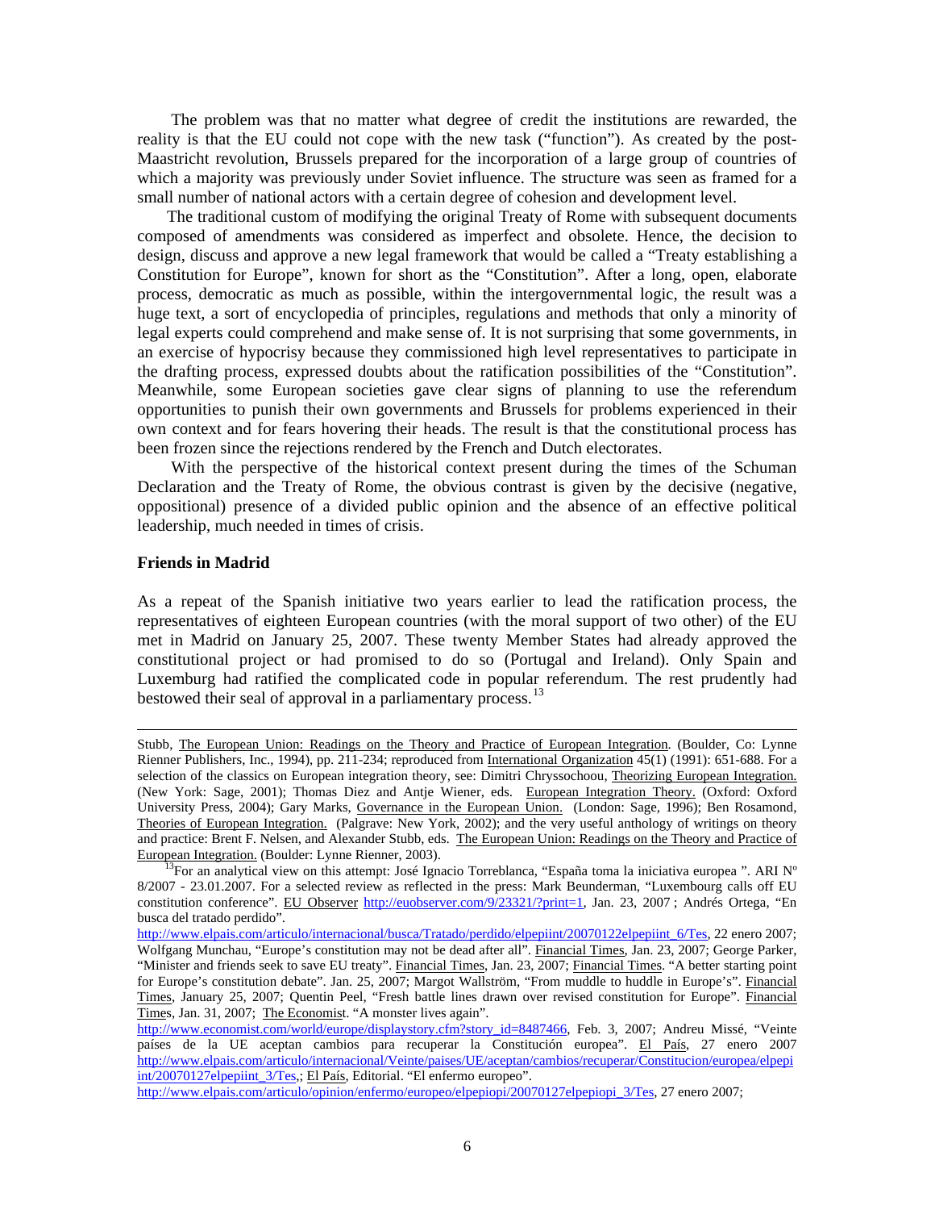The problem was that no matter what degree of credit the institutions are rewarded, the reality is that the EU could not cope with the new task ("function"). As created by the post-Maastricht revolution, Brussels prepared for the incorporation of a large group of countries of which a majority was previously under Soviet influence. The structure was seen as framed for a small number of national actors with a certain degree of cohesion and development level.

The traditional custom of modifying the original Treaty of Rome with subsequent documents composed of amendments was considered as imperfect and obsolete. Hence, the decision to design, discuss and approve a new legal framework that would be called a "Treaty establishing a Constitution for Europe", known for short as the "Constitution". After a long, open, elaborate process, democratic as much as possible, within the intergovernmental logic, the result was a huge text, a sort of encyclopedia of principles, regulations and methods that only a minority of legal experts could comprehend and make sense of. It is not surprising that some governments, in an exercise of hypocrisy because they commissioned high level representatives to participate in the drafting process, expressed doubts about the ratification possibilities of the "Constitution". Meanwhile, some European societies gave clear signs of planning to use the referendum opportunities to punish their own governments and Brussels for problems experienced in their own context and for fears hovering their heads. The result is that the constitutional process has been frozen since the rejections rendered by the French and Dutch electorates.

With the perspective of the historical context present during the times of the Schuman Declaration and the Treaty of Rome, the obvious contrast is given by the decisive (negative, oppositional) presence of a divided public opinion and the absence of an effective political leadership, much needed in times of crisis.

**Friends in Madrid**

As a repeat of the Spanish initiative two years earlier to lead the ratification process, the representatives of eighteen European countries (with the moral support of two other) of the EU met in Madrid on January 25, 2007. These twenty Member States had already approved the constitutional project or had promised to do so (Portugal and Ireland). Only Spain and Luxemburg had ratified the complicated code in popular referendum. The rest prudently had bestowed their seal of approval in a parliamentary process.[13]

---

Stubb, The European Union: Readings on the Theory and Practice of European Integration. (Boulder, Co: Lynne Rienner Publishers, Inc., 1994), pp. 211-234; reproduced from International Organization 45(1) (1991): 651-688. For a selection of the classics on European integration theory, see: Dimitri Chryssochoou, Theorizing European Integration. (New York: Sage, 2001); Thomas Diez and Antje Wiener, eds. European Integration Theory. (Oxford: Oxford University Press, 2004); Gary Marks, Governance in the European Union. (London: Sage, 1996); Ben Rosamond, Theories of European Integration. (Palgrave: New York, 2002); and the very useful anthology of writings on theory and practice: Brent F. Nelsen, and Alexander Stubb, eds. The European Union: Readings on the Theory and Practice of European Integration. (Boulder: Lynne Rienner, 2003).

[13] For an analytical view on this attempt: José Ignacio Torreblanca, "España toma la iniciativa europea ". ARI Nº 8/2007 - 23.01.2007. For a selected review as reflected in the press: Mark Beunderman, "Luxembourg calls off EU constitution conference". EU Observer http://euobserver.com/9/23321/?print=1, Jan. 23, 2007 ; Andrés Ortega, "En busca del tratado perdido". http://www.elpais.com/articulo/internacional/busca/Tratado/perdido/elpepiint/20070122elpepiint_6/Tes, 22 enero 2007; Wolfgang Munchau, "Europe's constitution may not be dead after all". Financial Times, Jan. 23, 2007; George Parker, "Minister and friends seek to save EU treaty". Financial Times, Jan. 23, 2007; Financial Times. "A better starting point for Europe's constitution debate". Jan. 25, 2007; Margot Wallström, "From muddle to huddle in Europe's". Financial Times, January 25, 2007; Quentin Peel, "Fresh battle lines drawn over revised constitution for Europe". Financial Times, Jan. 31, 2007; The Economist. "A monster lives again". http://www.economist.com/world/europe/displaystory.cfm?story_id=8487466, Feb. 3, 2007; Andreu Missé, "Veinte países de la UE aceptan cambios para recuperar la Constitución europea". El País, 27 enero 2007 http://www.elpais.com/articulo/internacional/Veinte/paises/UE/aceptan/cambios/recuperar/Constitucion/europea/elpepiint/20070127elpepiint_3/Tes,; El País, Editorial. "El enfermo europeo". http://www.elpais.com/articulo/opinion/enfermo/europeo/elpepiopi/20070127elpepiopi_3/Tes, 27 enero 2007;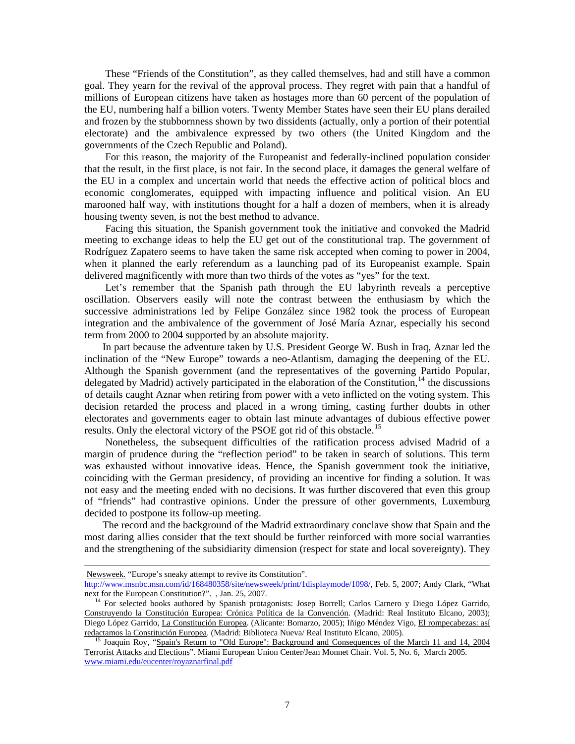These "Friends of the Constitution", as they called themselves, had and still have a common goal. They yearn for the revival of the approval process. They regret with pain that a handful of millions of European citizens have taken as hostages more than 60 percent of the population of the EU, numbering half a billion voters. Twenty Member States have seen their EU plans derailed and frozen by the stubbornness shown by two dissidents (actually, only a portion of their potential electorate) and the ambivalence expressed by two others (the United Kingdom and the governments of the Czech Republic and Poland).

For this reason, the majority of the Europeanist and federally-inclined population consider that the result, in the first place, is not fair. In the second place, it damages the general welfare of the EU in a complex and uncertain world that needs the effective action of political blocs and economic conglomerates, equipped with impacting influence and political vision. An EU marooned half way, with institutions thought for a half a dozen of members, when it is already housing twenty seven, is not the best method to advance.

Facing this situation, the Spanish government took the initiative and convoked the Madrid meeting to exchange ideas to help the EU get out of the constitutional trap. The government of Rodríguez Zapatero seems to have taken the same risk accepted when coming to power in 2004, when it planned the early referendum as a launching pad of its Europeanist example. Spain delivered magnificently with more than two thirds of the votes as "yes" for the text.

Let's remember that the Spanish path through the EU labyrinth reveals a perceptive oscillation. Observers easily will note the contrast between the enthusiasm by which the successive administrations led by Felipe González since 1982 took the process of European integration and the ambivalence of the government of José María Aznar, especially his second term from 2000 to 2004 supported by an absolute majority.

In part because the adventure taken by U.S. President George W. Bush in Iraq, Aznar led the inclination of the "New Europe" towards a neo-Atlantism, damaging the deepening of the EU. Although the Spanish government (and the representatives of the governing Partido Popular, delegated by Madrid) actively participated in the elaboration of the Constitution,[14] the discussions of details caught Aznar when retiring from power with a veto inflicted on the voting system. This decision retarded the process and placed in a wrong timing, casting further doubts in other electorates and governments eager to obtain last minute advantages of dubious effective power results. Only the electoral victory of the PSOE got rid of this obstacle.[15]

Nonetheless, the subsequent difficulties of the ratification process advised Madrid of a margin of prudence during the "reflection period" to be taken in search of solutions. This term was exhausted without innovative ideas. Hence, the Spanish government took the initiative, coinciding with the German presidency, of providing an incentive for finding a solution. It was not easy and the meeting ended with no decisions. It was further discovered that even this group of "friends" had contrastive opinions. Under the pressure of other governments, Luxemburg decided to postpone its follow-up meeting.

The record and the background of the Madrid extraordinary conclave show that Spain and the most daring allies consider that the text should be further reinforced with more social warranties and the strengthening of the subsidiarity dimension (respect for state and local sovereignty). They

---

Newsweek. "Europe's sneaky attempt to revive its Constitution". http://www.msnbc.msn.com/id/168480358/site/newsweek/print/1displaymode/1098/, Feb. 5, 2007; Andy Clark, "What next for the European Constitution?". , Jan. 25, 2007.

[14] For selected books authored by Spanish protagonists: Josep Borrell; Carlos Carnero y Diego López Garrido, Construyendo la Constitución Europea: Crónica Política de la Convención. (Madrid: Real Instituto Elcano, 2003); Diego López Garrido, La Constitución Europea. (Alicante: Bomarzo, 2005); Iñigo Méndez Vigo, El rompecabezas: así redactamos la Constitución Europea. (Madrid: Biblioteca Nueva/ Real Instituto Elcano, 2005).

[15] Joaquín Roy, "Spain's Return to "Old Europe": Background and Consequences of the March 11 and 14, 2004 Terrorist Attacks and Elections". Miami European Union Center/Jean Monnet Chair. Vol. 5, No. 6, March 2005. www.miami.edu/eucenter/royaznarfinal.pdf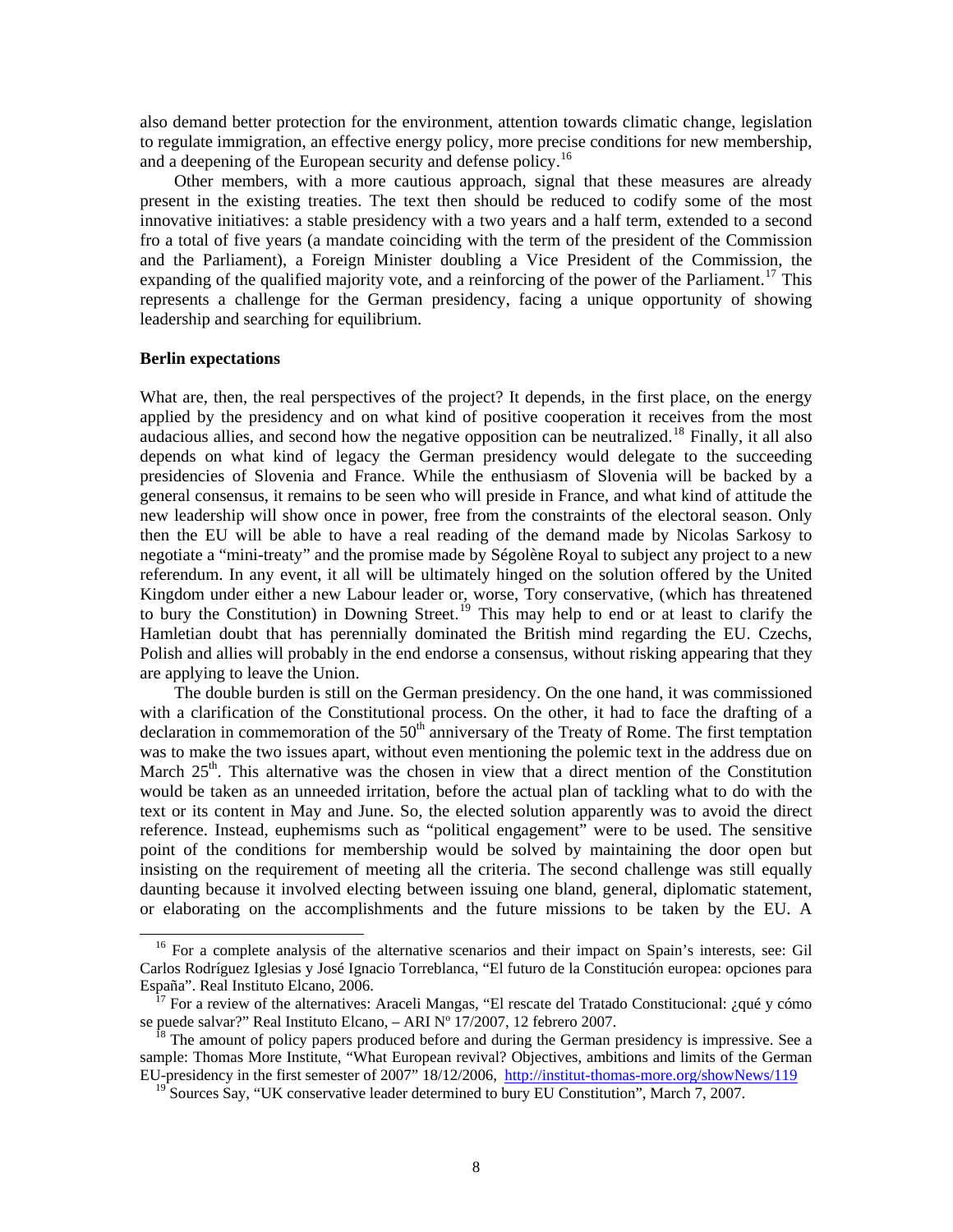also demand better protection for the environment, attention towards climatic change, legislation to regulate immigration, an effective energy policy, more precise conditions for new membership, and a deepening of the European security and defense policy.[16]

Other members, with a more cautious approach, signal that these measures are already present in the existing treaties. The text then should be reduced to codify some of the most innovative initiatives: a stable presidency with a two years and a half term, extended to a second fro a total of five years (a mandate coinciding with the term of the president of the Commission and the Parliament), a Foreign Minister doubling a Vice President of the Commission, the expanding of the qualified majority vote, and a reinforcing of the power of the Parliament.[17] This represents a challenge for the German presidency, facing a unique opportunity of showing leadership and searching for equilibrium.

**Berlin expectations**

What are, then, the real perspectives of the project? It depends, in the first place, on the energy applied by the presidency and on what kind of positive cooperation it receives from the most audacious allies, and second how the negative opposition can be neutralized.[18] Finally, it all also depends on what kind of legacy the German presidency would delegate to the succeeding presidencies of Slovenia and France. While the enthusiasm of Slovenia will be backed by a general consensus, it remains to be seen who will preside in France, and what kind of attitude the new leadership will show once in power, free from the constraints of the electoral season. Only then the EU will be able to have a real reading of the demand made by Nicolas Sarkosy to negotiate a "mini-treaty" and the promise made by Ségolène Royal to subject any project to a new referendum. In any event, it all will be ultimately hinged on the solution offered by the United Kingdom under either a new Labour leader or, worse, Tory conservative, (which has threatened to bury the Constitution) in Downing Street.[19] This may help to end or at least to clarify the Hamletian doubt that has perennially dominated the British mind regarding the EU. Czechs, Polish and allies will probably in the end endorse a consensus, without risking appearing that they are applying to leave the Union.

The double burden is still on the German presidency. On the one hand, it was commissioned with a clarification of the Constitutional process. On the other, it had to face the drafting of a declaration in commemoration of the 50th anniversary of the Treaty of Rome. The first temptation was to make the two issues apart, without even mentioning the polemic text in the address due on March 25th. This alternative was the chosen in view that a direct mention of the Constitution would be taken as an unneeded irritation, before the actual plan of tackling what to do with the text or its content in May and June. So, the elected solution apparently was to avoid the direct reference. Instead, euphemisms such as "political engagement" were to be used. The sensitive point of the conditions for membership would be solved by maintaining the door open but insisting on the requirement of meeting all the criteria. The second challenge was still equally daunting because it involved electing between issuing one bland, general, diplomatic statement, or elaborating on the accomplishments and the future missions to be taken by the EU. A

---

[16] For a complete analysis of the alternative scenarios and their impact on Spain's interests, see: Gil Carlos Rodríguez Iglesias y José Ignacio Torreblanca, "El futuro de la Constitución europea: opciones para España". Real Instituto Elcano, 2006.

[17] For a review of the alternatives: Araceli Mangas, "El rescate del Tratado Constitucional: ¿qué y cómo se puede salvar?" Real Instituto Elcano, – ARI Nº 17/2007, 12 febrero 2007.

[18] The amount of policy papers produced before and during the German presidency is impressive. See a sample: Thomas More Institute, "What European revival? Objectives, ambitions and limits of the German EU-presidency in the first semester of 2007" 18/12/2006, http://institut-thomas-more.org/showNews/119

[19] Sources Say, "UK conservative leader determined to bury EU Constitution", March 7, 2007.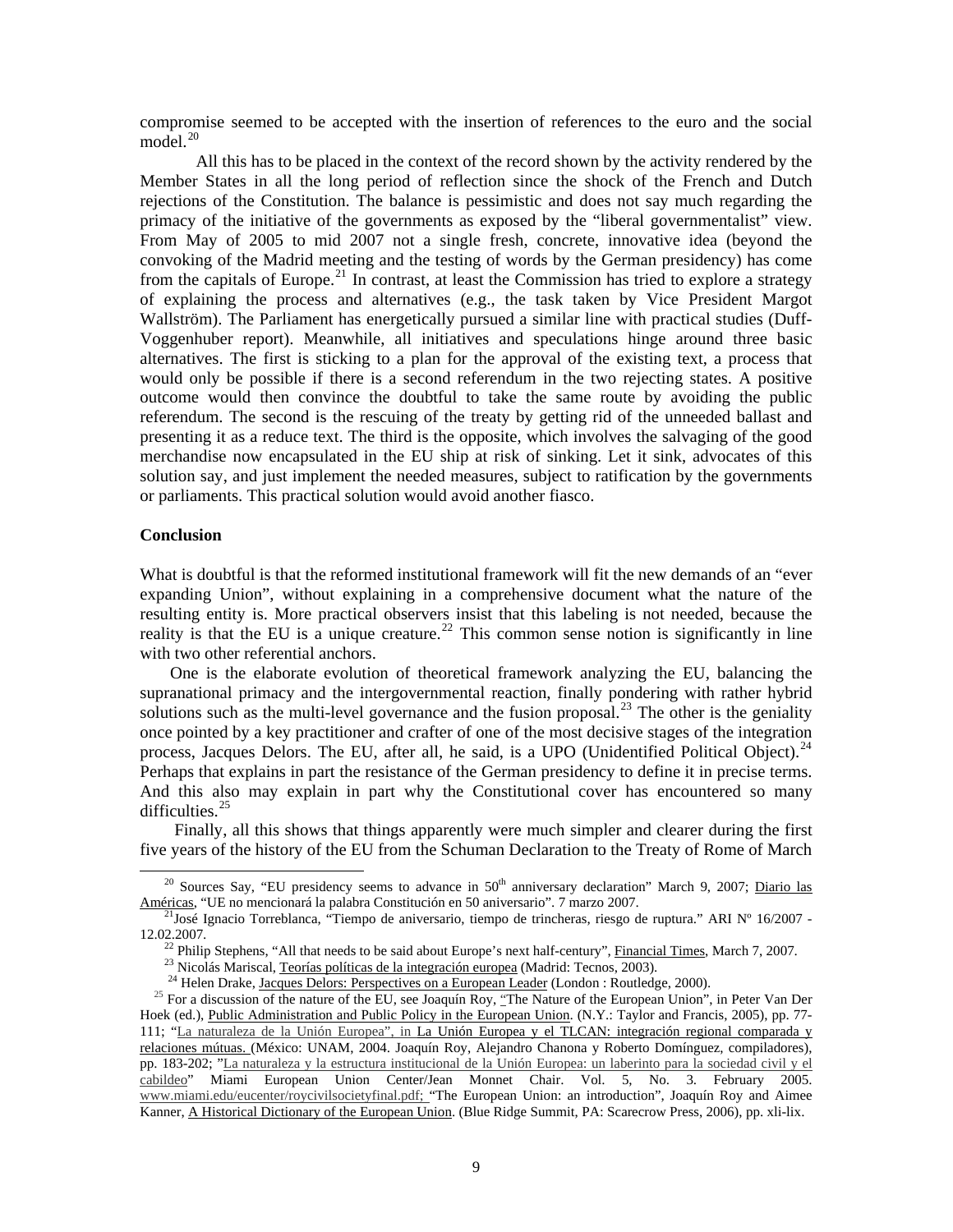compromise seemed to be accepted with the insertion of references to the euro and the social model.[20]

All this has to be placed in the context of the record shown by the activity rendered by the Member States in all the long period of reflection since the shock of the French and Dutch rejections of the Constitution. The balance is pessimistic and does not say much regarding the primacy of the initiative of the governments as exposed by the "liberal governmentalist" view. From May of 2005 to mid 2007 not a single fresh, concrete, innovative idea (beyond the convoking of the Madrid meeting and the testing of words by the German presidency) has come from the capitals of Europe.[21] In contrast, at least the Commission has tried to explore a strategy of explaining the process and alternatives (e.g., the task taken by Vice President Margot Wallström). The Parliament has energetically pursued a similar line with practical studies (Duff-Voggenhuber report). Meanwhile, all initiatives and speculations hinge around three basic alternatives. The first is sticking to a plan for the approval of the existing text, a process that would only be possible if there is a second referendum in the two rejecting states. A positive outcome would then convince the doubtful to take the same route by avoiding the public referendum. The second is the rescuing of the treaty by getting rid of the unneeded ballast and presenting it as a reduce text. The third is the opposite, which involves the salvaging of the good merchandise now encapsulated in the EU ship at risk of sinking. Let it sink, advocates of this solution say, and just implement the needed measures, subject to ratification by the governments or parliaments. This practical solution would avoid another fiasco.

**Conclusion**

What is doubtful is that the reformed institutional framework will fit the new demands of an "ever expanding Union", without explaining in a comprehensive document what the nature of the resulting entity is. More practical observers insist that this labeling is not needed, because the reality is that the EU is a unique creature.[22] This common sense notion is significantly in line with two other referential anchors.

One is the elaborate evolution of theoretical framework analyzing the EU, balancing the supranational primacy and the intergovernmental reaction, finally pondering with rather hybrid solutions such as the multi-level governance and the fusion proposal.[23] The other is the geniality once pointed by a key practitioner and crafter of one of the most decisive stages of the integration process, Jacques Delors. The EU, after all, he said, is a UPO (Unidentified Political Object).[24] Perhaps that explains in part the resistance of the German presidency to define it in precise terms. And this also may explain in part why the Constitutional cover has encountered so many difficulties.[25]

Finally, all this shows that things apparently were much simpler and clearer during the first five years of the history of the EU from the Schuman Declaration to the Treaty of Rome of March

---

[20] Sources Say, "EU presidency seems to advance in 50th anniversary declaration" March 9, 2007; Diario las Américas, "UE no mencionará la palabra Constitución en 50 aniversario". 7 marzo 2007.

[21] José Ignacio Torreblanca, "Tiempo de aniversario, tiempo de trincheras, riesgo de ruptura." ARI Nº 16/2007 - 12.02.2007.

[22] Philip Stephens, "All that needs to be said about Europe's next half-century", Financial Times, March 7, 2007.

[23] Nicolás Mariscal, Teorías políticas de la integración europea (Madrid: Tecnos, 2003).

[24] Helen Drake, Jacques Delors: Perspectives on a European Leader (London : Routledge, 2000).

[25] For a discussion of the nature of the EU, see Joaquín Roy, "The Nature of the European Union", in Peter Van Der Hoek (ed.), Public Administration and Public Policy in the European Union. (N.Y.: Taylor and Francis, 2005), pp. 77-111; "La naturaleza de la Unión Europea", in La Unión Europea y el TLCAN: integración regional comparada y relaciones mútuas. (México: UNAM, 2004. Joaquín Roy, Alejandro Chanona y Roberto Domínguez, compiladores), pp. 183-202; "La naturaleza y la estructura institucional de la Unión Europea: un laberinto para la sociedad civil y el cabildeo" Miami European Union Center/Jean Monnet Chair. Vol. 5, No. 3. February 2005. www.miami.edu/eucenter/roycivilsocietyfinal.pdf; "The European Union: an introduction", Joaquín Roy and Aimee Kanner, A Historical Dictionary of the European Union. (Blue Ridge Summit, PA: Scarecrow Press, 2006), pp. xli-lix.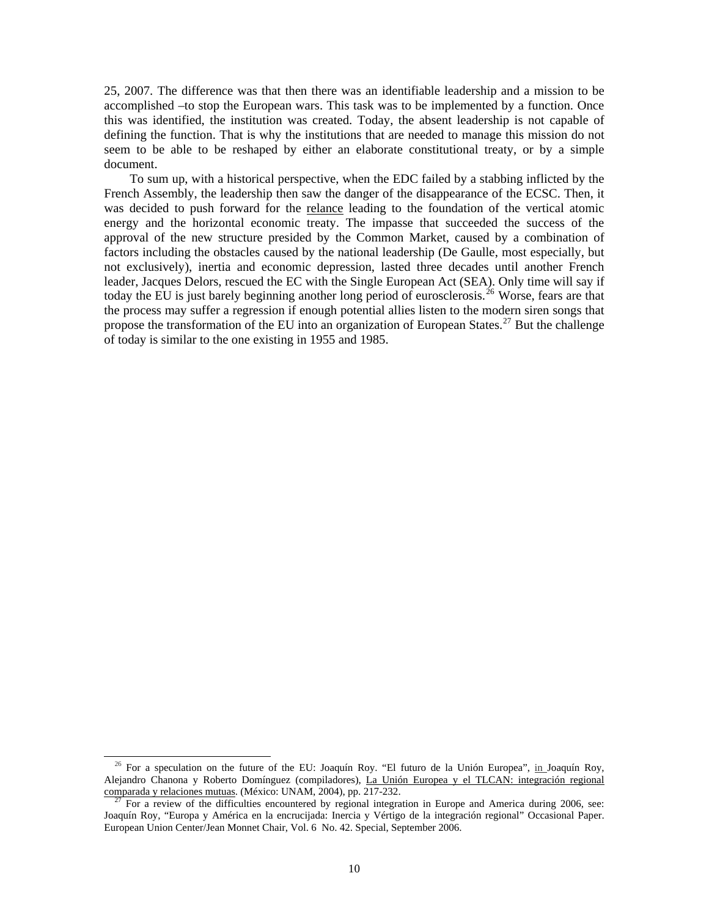25, 2007. The difference was that then there was an identifiable leadership and a mission to be accomplished –to stop the European wars. This task was to be implemented by a function. Once this was identified, the institution was created. Today, the absent leadership is not capable of defining the function. That is why the institutions that are needed to manage this mission do not seem to be able to be reshaped by either an elaborate constitutional treaty, or by a simple document.

To sum up, with a historical perspective, when the EDC failed by a stabbing inflicted by the French Assembly, the leadership then saw the danger of the disappearance of the ECSC. Then, it was decided to push forward for the relance leading to the foundation of the vertical atomic energy and the horizontal economic treaty. The impasse that succeeded the success of the approval of the new structure presided by the Common Market, caused by a combination of factors including the obstacles caused by the national leadership (De Gaulle, most especially, but not exclusively), inertia and economic depression, lasted three decades until another French leader, Jacques Delors, rescued the EC with the Single European Act (SEA). Only time will say if today the EU is just barely beginning another long period of eurosclerosis.[26] Worse, fears are that the process may suffer a regression if enough potential allies listen to the modern siren songs that propose the transformation of the EU into an organization of European States.[27] But the challenge of today is similar to the one existing in 1955 and 1985.

---

[26] For a speculation on the future of the EU: Joaquín Roy. "El futuro de la Unión Europea", in Joaquín Roy, Alejandro Chanona y Roberto Domínguez (compiladores), La Unión Europea y el TLCAN: integración regional comparada y relaciones mutuas. (México: UNAM, 2004), pp. 217-232.

[27] For a review of the difficulties encountered by regional integration in Europe and America during 2006, see: Joaquín Roy, "Europa y América en la encrucijada: Inercia y Vértigo de la integración regional" Occasional Paper. European Union Center/Jean Monnet Chair, Vol. 6 No. 42. Special, September 2006.